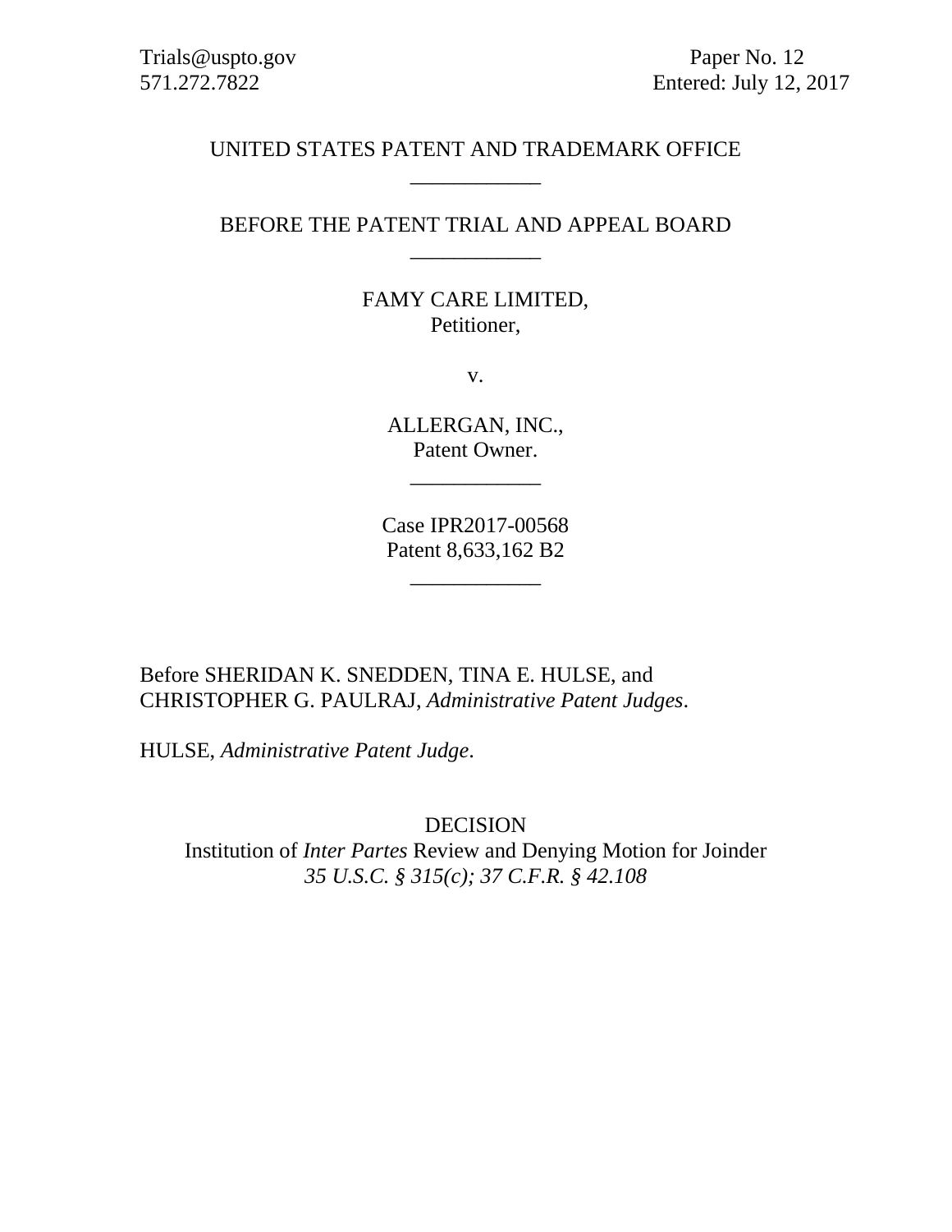Trials@uspto.gov
571.272.7822

Paper No. 12
Entered: July 12, 2017

UNITED STATES PATENT AND TRADEMARK OFFICE

____________

BEFORE THE PATENT TRIAL AND APPEAL BOARD

____________

FAMY CARE LIMITED,
Petitioner,

v.

ALLERGAN, INC.,
Patent Owner.

____________

Case IPR2017-00568
Patent 8,633,162 B2

____________

Before SHERIDAN K. SNEDDEN, TINA E. HULSE, and CHRISTOPHER G. PAULRAJ, *Administrative Patent Judges*.

HULSE, *Administrative Patent Judge*.

DECISION
Institution of *Inter Partes* Review and Denying Motion for Joinder
*35 U.S.C. § 315(c); 37 C.F.R. § 42.108*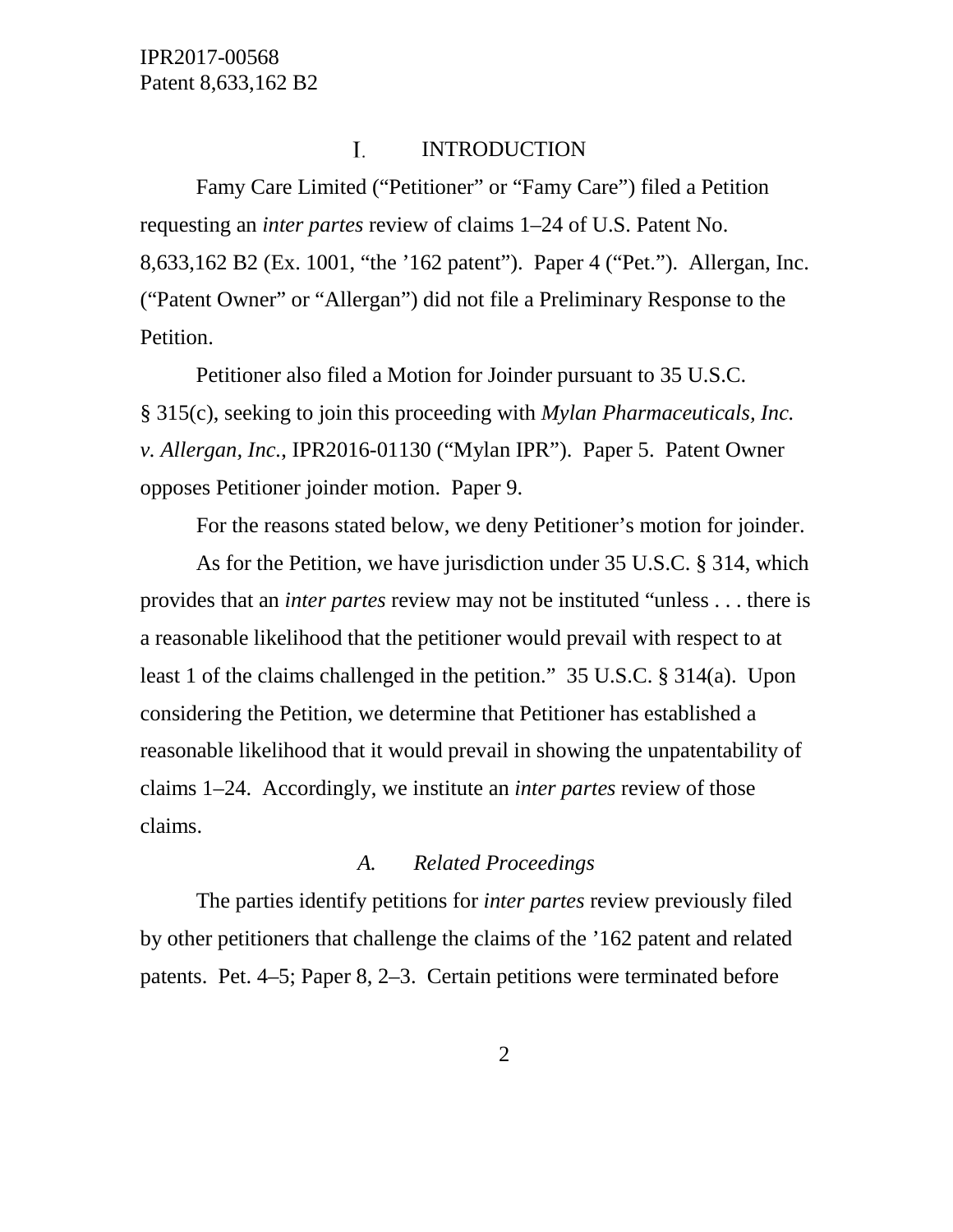## I. INTRODUCTION

Famy Care Limited ("Petitioner" or "Famy Care") filed a Petition requesting an *inter partes* review of claims 1–24 of U.S. Patent No. 8,633,162 B2 (Ex. 1001, "the '162 patent"). Paper 4 ("Pet."). Allergan, Inc. ("Patent Owner" or "Allergan") did not file a Preliminary Response to the Petition.

Petitioner also filed a Motion for Joinder pursuant to 35 U.S.C. § 315(c), seeking to join this proceeding with *Mylan Pharmaceuticals, Inc. v. Allergan, Inc.*, IPR2016-01130 ("Mylan IPR"). Paper 5. Patent Owner opposes Petitioner joinder motion. Paper 9.

For the reasons stated below, we deny Petitioner's motion for joinder.

As for the Petition, we have jurisdiction under 35 U.S.C. § 314, which provides that an *inter partes* review may not be instituted "unless . . . there is a reasonable likelihood that the petitioner would prevail with respect to at least 1 of the claims challenged in the petition." 35 U.S.C. § 314(a). Upon considering the Petition, we determine that Petitioner has established a reasonable likelihood that it would prevail in showing the unpatentability of claims 1–24. Accordingly, we institute an *inter partes* review of those claims.

### *A. Related Proceedings*

The parties identify petitions for *inter partes* review previously filed by other petitioners that challenge the claims of the '162 patent and related patents. Pet. 4–5; Paper 8, 2–3. Certain petitions were terminated before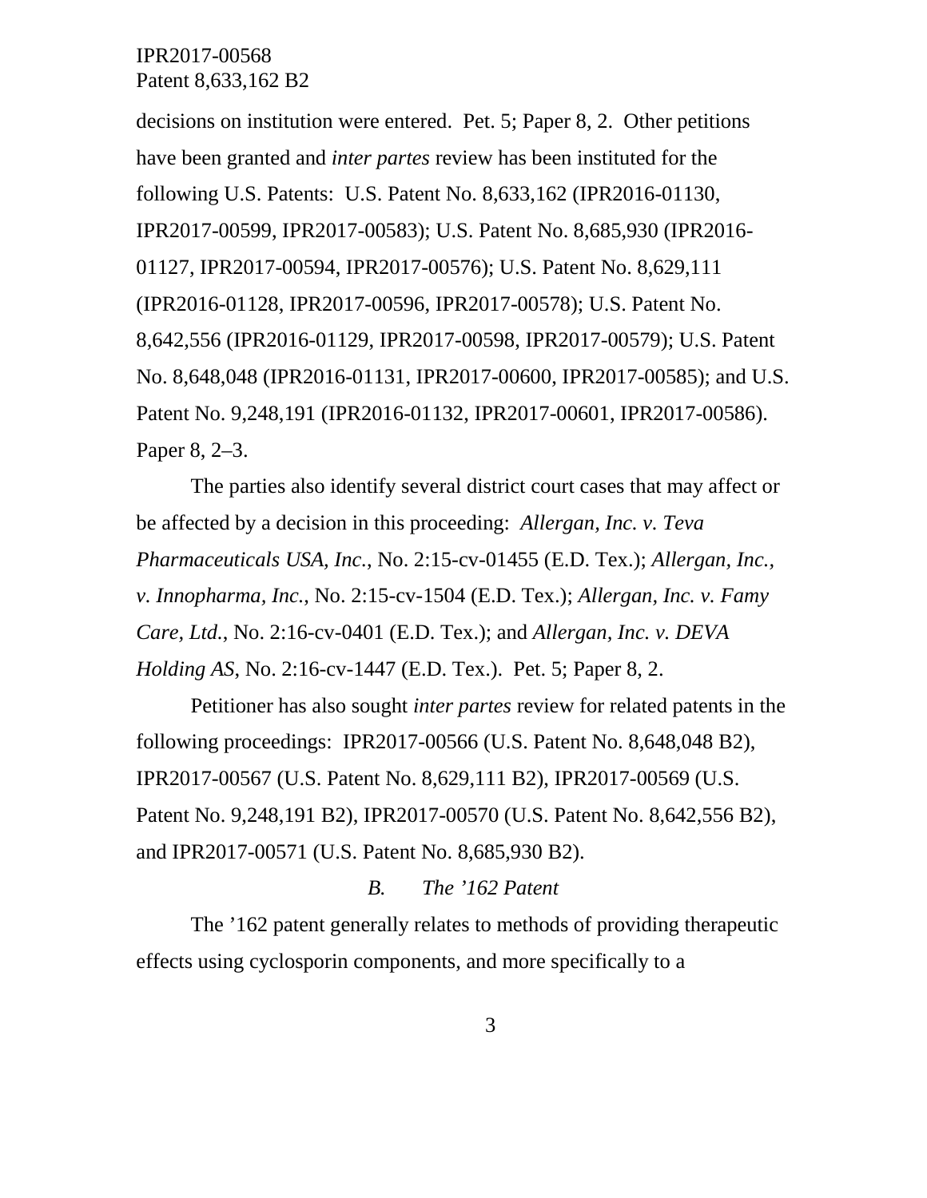decisions on institution were entered. Pet. 5; Paper 8, 2. Other petitions have been granted and *inter partes* review has been instituted for the following U.S. Patents: U.S. Patent No. 8,633,162 (IPR2016-01130, IPR2017-00599, IPR2017-00583); U.S. Patent No. 8,685,930 (IPR2016-01127, IPR2017-00594, IPR2017-00576); U.S. Patent No. 8,629,111 (IPR2016-01128, IPR2017-00596, IPR2017-00578); U.S. Patent No. 8,642,556 (IPR2016-01129, IPR2017-00598, IPR2017-00579); U.S. Patent No. 8,648,048 (IPR2016-01131, IPR2017-00600, IPR2017-00585); and U.S. Patent No. 9,248,191 (IPR2016-01132, IPR2017-00601, IPR2017-00586). Paper 8, 2–3.

The parties also identify several district court cases that may affect or be affected by a decision in this proceeding: *Allergan, Inc. v. Teva Pharmaceuticals USA, Inc.*, No. 2:15-cv-01455 (E.D. Tex.); *Allergan, Inc., v. Innopharma, Inc.*, No. 2:15-cv-1504 (E.D. Tex.); *Allergan, Inc. v. Famy Care, Ltd.*, No. 2:16-cv-0401 (E.D. Tex.); and *Allergan, Inc. v. DEVA Holding AS*, No. 2:16-cv-1447 (E.D. Tex.). Pet. 5; Paper 8, 2.

Petitioner has also sought *inter partes* review for related patents in the following proceedings: IPR2017-00566 (U.S. Patent No. 8,648,048 B2), IPR2017-00567 (U.S. Patent No. 8,629,111 B2), IPR2017-00569 (U.S. Patent No. 9,248,191 B2), IPR2017-00570 (U.S. Patent No. 8,642,556 B2), and IPR2017-00571 (U.S. Patent No. 8,685,930 B2).

### *B. The '162 Patent*

The '162 patent generally relates to methods of providing therapeutic effects using cyclosporin components, and more specifically to a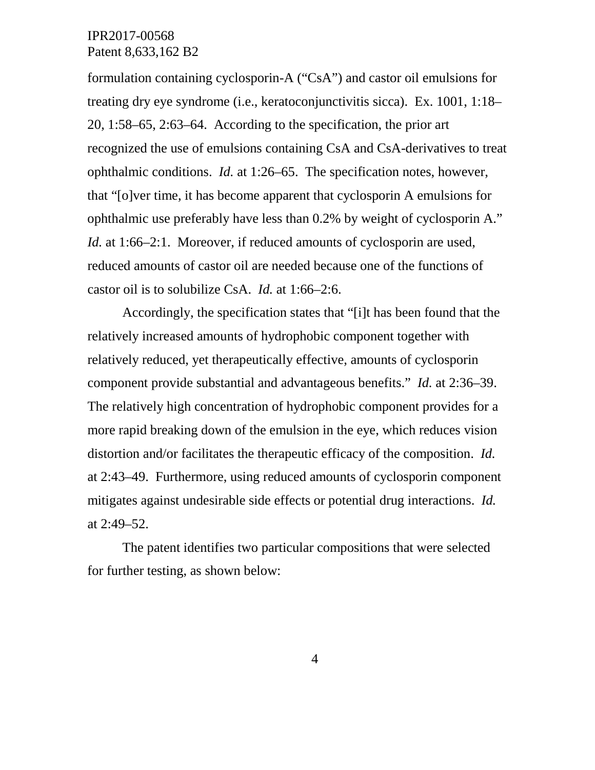formulation containing cyclosporin-A ("CsA") and castor oil emulsions for treating dry eye syndrome (i.e., keratoconjunctivitis sicca). Ex. 1001, 1:18–20, 1:58–65, 2:63–64. According to the specification, the prior art recognized the use of emulsions containing CsA and CsA-derivatives to treat ophthalmic conditions. *Id.* at 1:26–65. The specification notes, however, that "[o]ver time, it has become apparent that cyclosporin A emulsions for ophthalmic use preferably have less than 0.2% by weight of cyclosporin A." *Id.* at 1:66–2:1. Moreover, if reduced amounts of cyclosporin are used, reduced amounts of castor oil are needed because one of the functions of castor oil is to solubilize CsA. *Id.* at 1:66–2:6.

Accordingly, the specification states that "[i]t has been found that the relatively increased amounts of hydrophobic component together with relatively reduced, yet therapeutically effective, amounts of cyclosporin component provide substantial and advantageous benefits." *Id.* at 2:36–39. The relatively high concentration of hydrophobic component provides for a more rapid breaking down of the emulsion in the eye, which reduces vision distortion and/or facilitates the therapeutic efficacy of the composition. *Id.* at 2:43–49. Furthermore, using reduced amounts of cyclosporin component mitigates against undesirable side effects or potential drug interactions. *Id.* at 2:49–52.

The patent identifies two particular compositions that were selected for further testing, as shown below: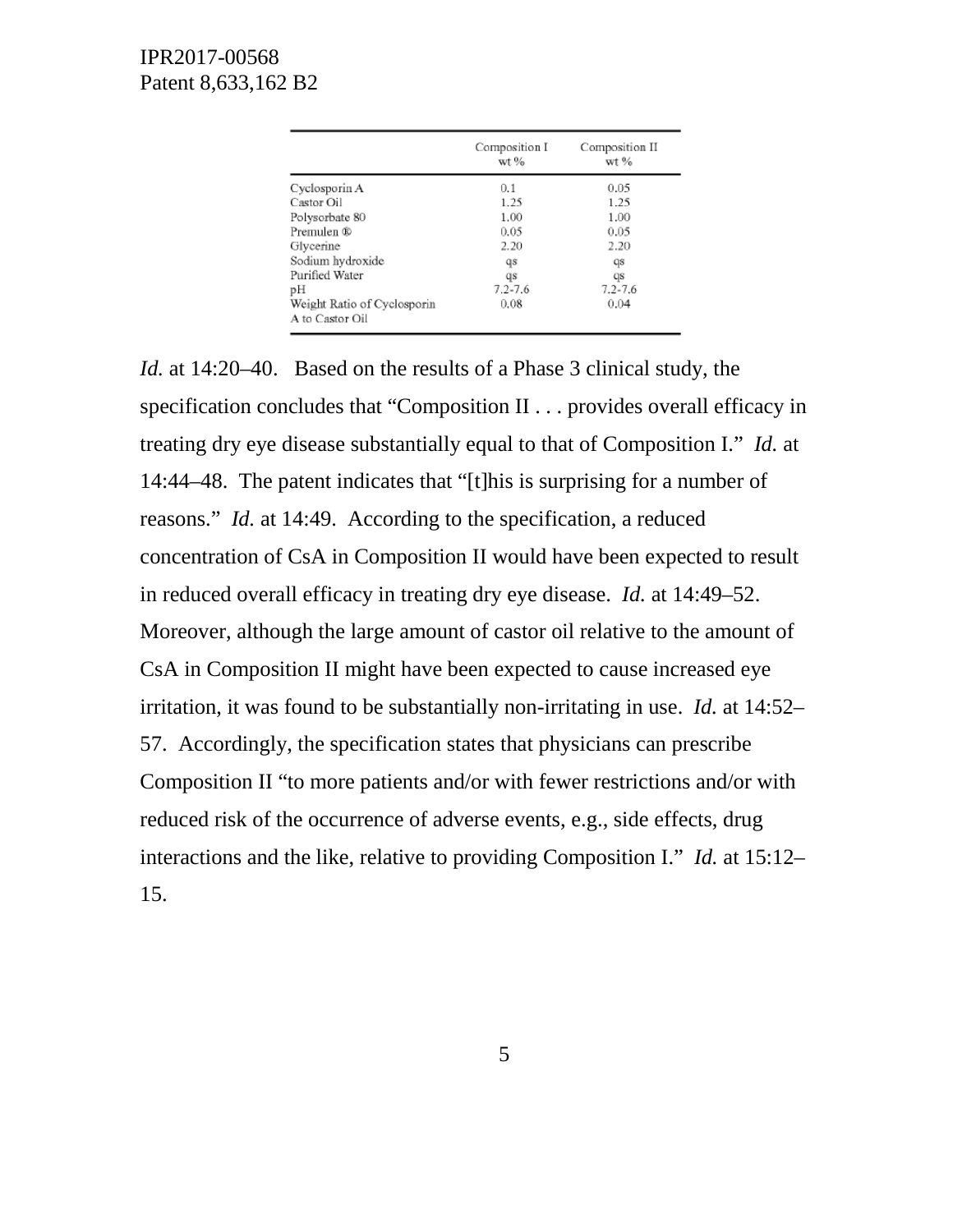|  | Composition I wt % | Composition II wt % |
|---|---|---|
| Cyclosporin A | 0.1 | 0.05 |
| Castor Oil | 1.25 | 1.25 |
| Polysorbate 80 | 1.00 | 1.00 |
| Premulen ® | 0.05 | 0.05 |
| Glycerine | 2.20 | 2.20 |
| Sodium hydroxide | qs | qs |
| Purified Water | qs | qs |
| pH | 7.2-7.6 | 7.2-7.6 |
| Weight Ratio of Cyclosporin A to Castor Oil | 0.08 | 0.04 |

*Id.* at 14:20–40. Based on the results of a Phase 3 clinical study, the specification concludes that "Composition II . . . provides overall efficacy in treating dry eye disease substantially equal to that of Composition I." *Id.* at 14:44–48. The patent indicates that "[t]his is surprising for a number of reasons." *Id.* at 14:49. According to the specification, a reduced concentration of CsA in Composition II would have been expected to result in reduced overall efficacy in treating dry eye disease. *Id.* at 14:49–52. Moreover, although the large amount of castor oil relative to the amount of CsA in Composition II might have been expected to cause increased eye irritation, it was found to be substantially non-irritating in use. *Id.* at 14:52–57. Accordingly, the specification states that physicians can prescribe Composition II "to more patients and/or with fewer restrictions and/or with reduced risk of the occurrence of adverse events, e.g., side effects, drug interactions and the like, relative to providing Composition I." *Id.* at 15:12–15.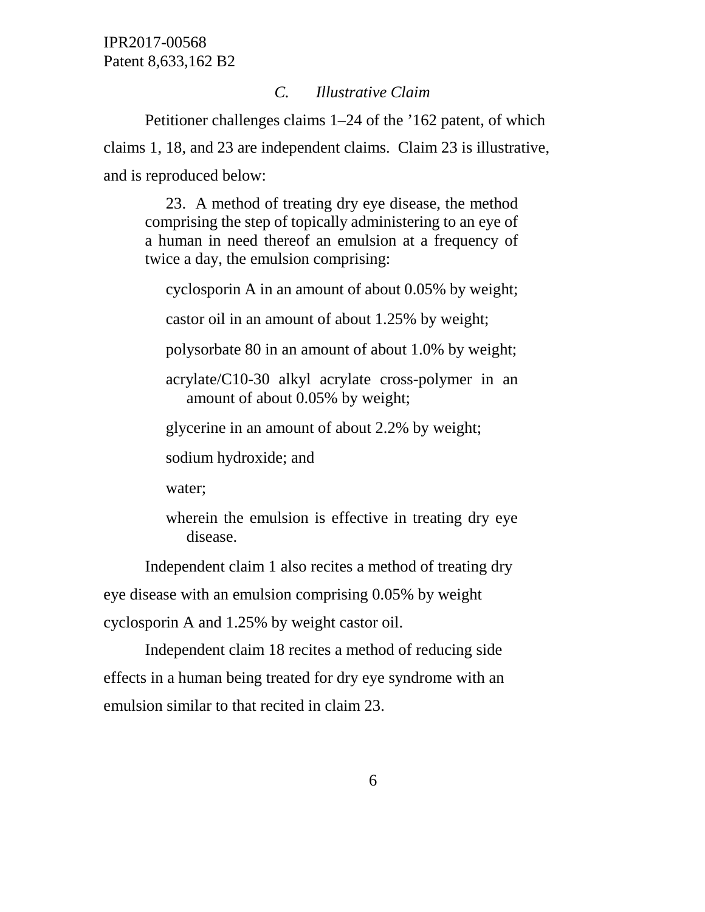### *C. Illustrative Claim*

Petitioner challenges claims 1–24 of the '162 patent, of which claims 1, 18, and 23 are independent claims. Claim 23 is illustrative, and is reproduced below:

> 23. A method of treating dry eye disease, the method comprising the step of topically administering to an eye of a human in need thereof an emulsion at a frequency of twice a day, the emulsion comprising:
>
> cyclosporin A in an amount of about 0.05% by weight;
>
> castor oil in an amount of about 1.25% by weight;
>
> polysorbate 80 in an amount of about 1.0% by weight;
>
> acrylate/C10-30 alkyl acrylate cross-polymer in an amount of about 0.05% by weight;
>
> glycerine in an amount of about 2.2% by weight;
>
> sodium hydroxide; and
>
> water;
>
> wherein the emulsion is effective in treating dry eye disease.

Independent claim 1 also recites a method of treating dry eye disease with an emulsion comprising 0.05% by weight cyclosporin A and 1.25% by weight castor oil.

Independent claim 18 recites a method of reducing side effects in a human being treated for dry eye syndrome with an emulsion similar to that recited in claim 23.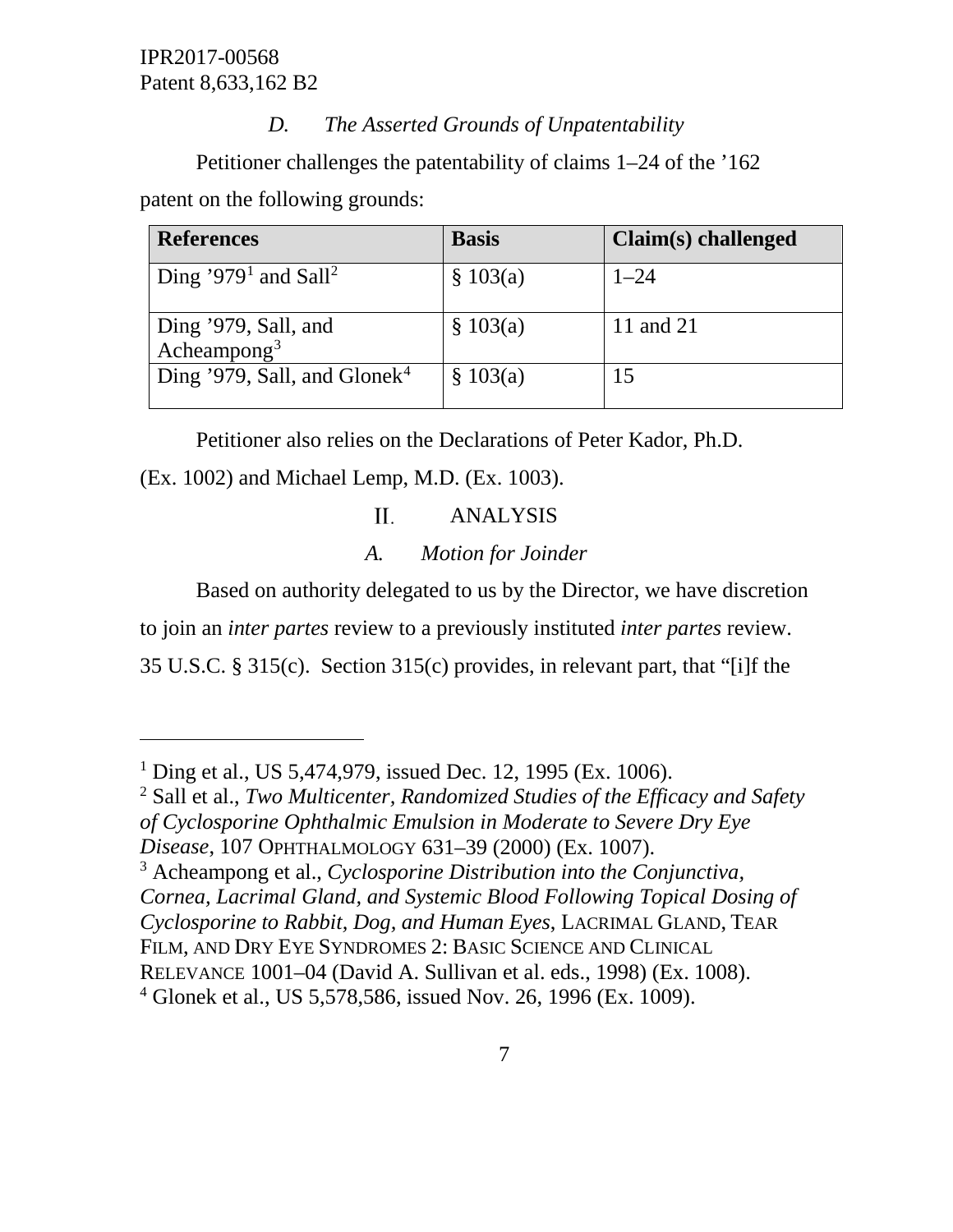### D. *The Asserted Grounds of Unpatentability*

Petitioner challenges the patentability of claims 1–24 of the ’162 patent on the following grounds:

| References | Basis | Claim(s) challenged |
|---|---|---|
| Ding ’979[1] and Sall[2] | § 103(a) | 1–24 |
| Ding ’979, Sall, and Acheampong[3] | § 103(a) | 11 and 21 |
| Ding ’979, Sall, and Glonek[4] | § 103(a) | 15 |

Petitioner also relies on the Declarations of Peter Kador, Ph.D. (Ex. 1002) and Michael Lemp, M.D. (Ex. 1003).

## II. ANALYSIS

### A. *Motion for Joinder*

Based on authority delegated to us by the Director, we have discretion to join an *inter partes* review to a previously instituted *inter partes* review. 35 U.S.C. § 315(c). Section 315(c) provides, in relevant part, that "[i]f the

---

[1] Ding et al., US 5,474,979, issued Dec. 12, 1995 (Ex. 1006).

[2] Sall et al., *Two Multicenter, Randomized Studies of the Efficacy and Safety of Cyclosporine Ophthalmic Emulsion in Moderate to Severe Dry Eye Disease*, 107 OPHTHALMOLOGY 631–39 (2000) (Ex. 1007).

[3] Acheampong et al., *Cyclosporine Distribution into the Conjunctiva, Cornea, Lacrimal Gland, and Systemic Blood Following Topical Dosing of Cyclosporine to Rabbit, Dog, and Human Eyes*, LACRIMAL GLAND, TEAR FILM, AND DRY EYE SYNDROMES 2: BASIC SCIENCE AND CLINICAL RELEVANCE 1001–04 (David A. Sullivan et al. eds., 1998) (Ex. 1008).

[4] Glonek et al., US 5,578,586, issued Nov. 26, 1996 (Ex. 1009).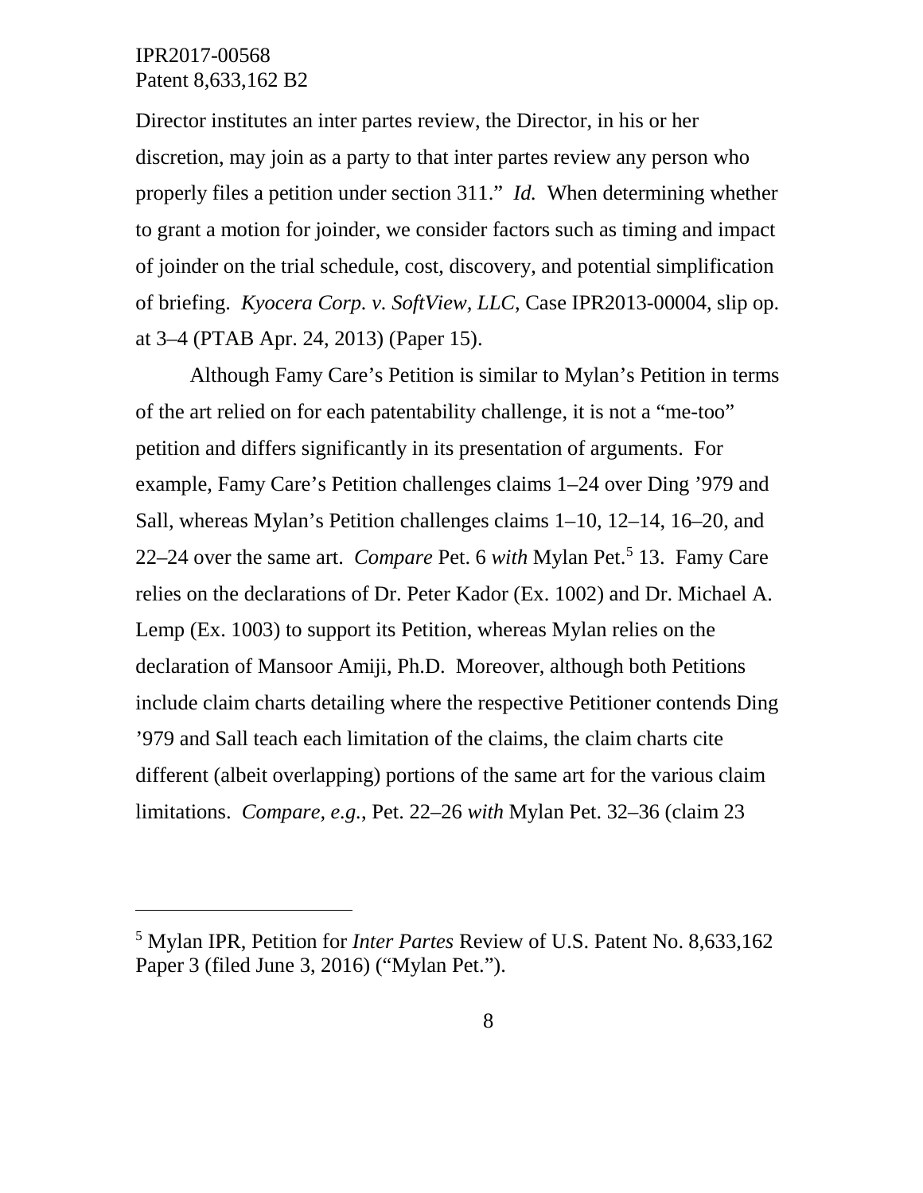Director institutes an inter partes review, the Director, in his or her discretion, may join as a party to that inter partes review any person who properly files a petition under section 311." *Id.* When determining whether to grant a motion for joinder, we consider factors such as timing and impact of joinder on the trial schedule, cost, discovery, and potential simplification of briefing. *Kyocera Corp. v. SoftView, LLC*, Case IPR2013-00004, slip op. at 3–4 (PTAB Apr. 24, 2013) (Paper 15).

Although Famy Care's Petition is similar to Mylan's Petition in terms of the art relied on for each patentability challenge, it is not a "me-too" petition and differs significantly in its presentation of arguments. For example, Famy Care's Petition challenges claims 1–24 over Ding '979 and Sall, whereas Mylan's Petition challenges claims 1–10, 12–14, 16–20, and 22–24 over the same art. *Compare* Pet. 6 *with* Mylan Pet.[5] 13. Famy Care relies on the declarations of Dr. Peter Kador (Ex. 1002) and Dr. Michael A. Lemp (Ex. 1003) to support its Petition, whereas Mylan relies on the declaration of Mansoor Amiji, Ph.D. Moreover, although both Petitions include claim charts detailing where the respective Petitioner contends Ding '979 and Sall teach each limitation of the claims, the claim charts cite different (albeit overlapping) portions of the same art for the various claim limitations. *Compare, e.g.*, Pet. 22–26 *with* Mylan Pet. 32–36 (claim 23

[5] Mylan IPR, Petition for *Inter Partes* Review of U.S. Patent No. 8,633,162 Paper 3 (filed June 3, 2016) ("Mylan Pet.").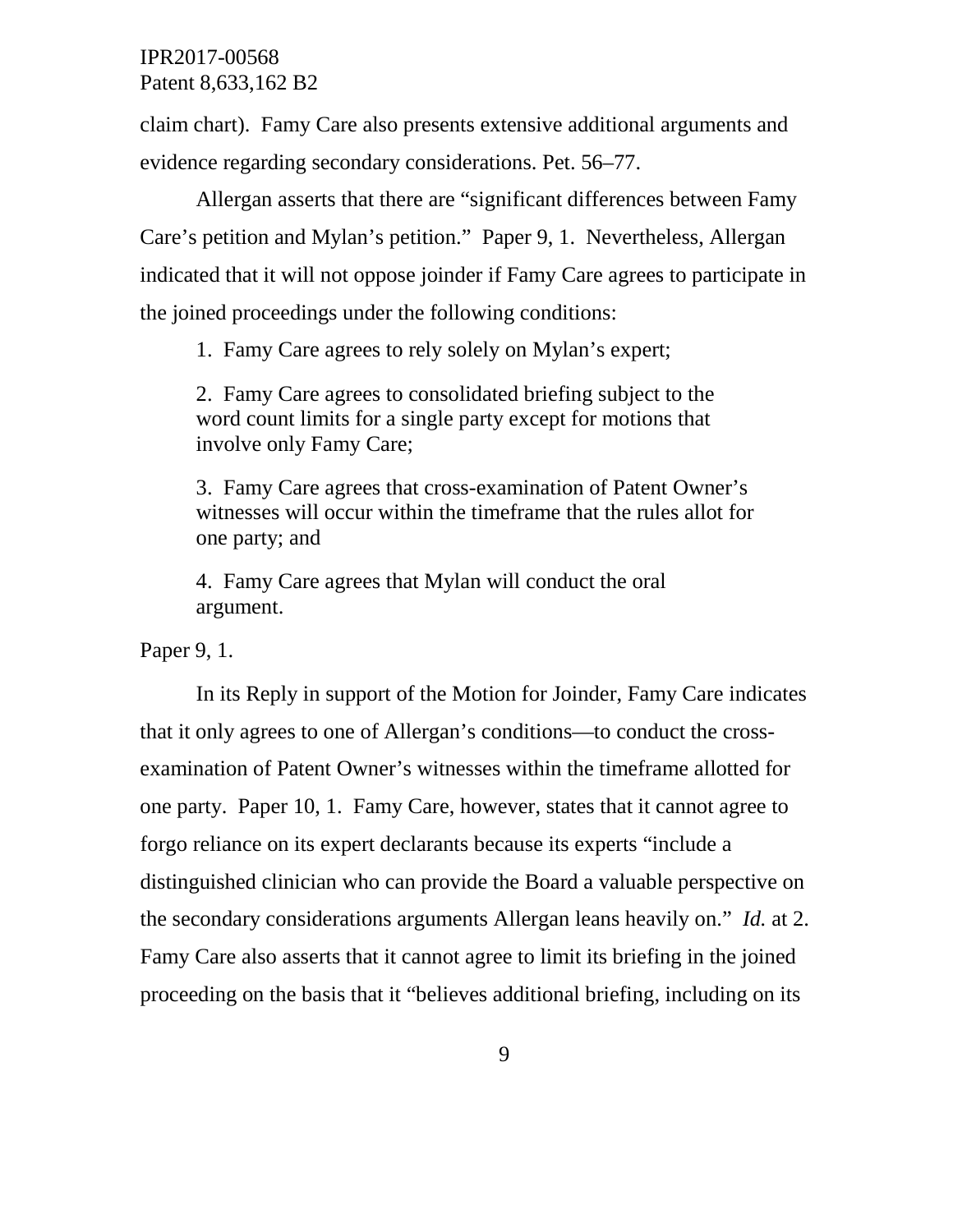claim chart). Famy Care also presents extensive additional arguments and evidence regarding secondary considerations. Pet. 56–77.

Allergan asserts that there are "significant differences between Famy Care's petition and Mylan's petition." Paper 9, 1. Nevertheless, Allergan indicated that it will not oppose joinder if Famy Care agrees to participate in the joined proceedings under the following conditions:

> 1. Famy Care agrees to rely solely on Mylan's expert;
>
> 2. Famy Care agrees to consolidated briefing subject to the word count limits for a single party except for motions that involve only Famy Care;
>
> 3. Famy Care agrees that cross-examination of Patent Owner's witnesses will occur within the timeframe that the rules allot for one party; and
>
> 4. Famy Care agrees that Mylan will conduct the oral argument.

Paper 9, 1.

In its Reply in support of the Motion for Joinder, Famy Care indicates that it only agrees to one of Allergan's conditions—to conduct the cross-examination of Patent Owner's witnesses within the timeframe allotted for one party. Paper 10, 1. Famy Care, however, states that it cannot agree to forgo reliance on its expert declarants because its experts "include a distinguished clinician who can provide the Board a valuable perspective on the secondary considerations arguments Allergan leans heavily on." *Id.* at 2. Famy Care also asserts that it cannot agree to limit its briefing in the joined proceeding on the basis that it "believes additional briefing, including on its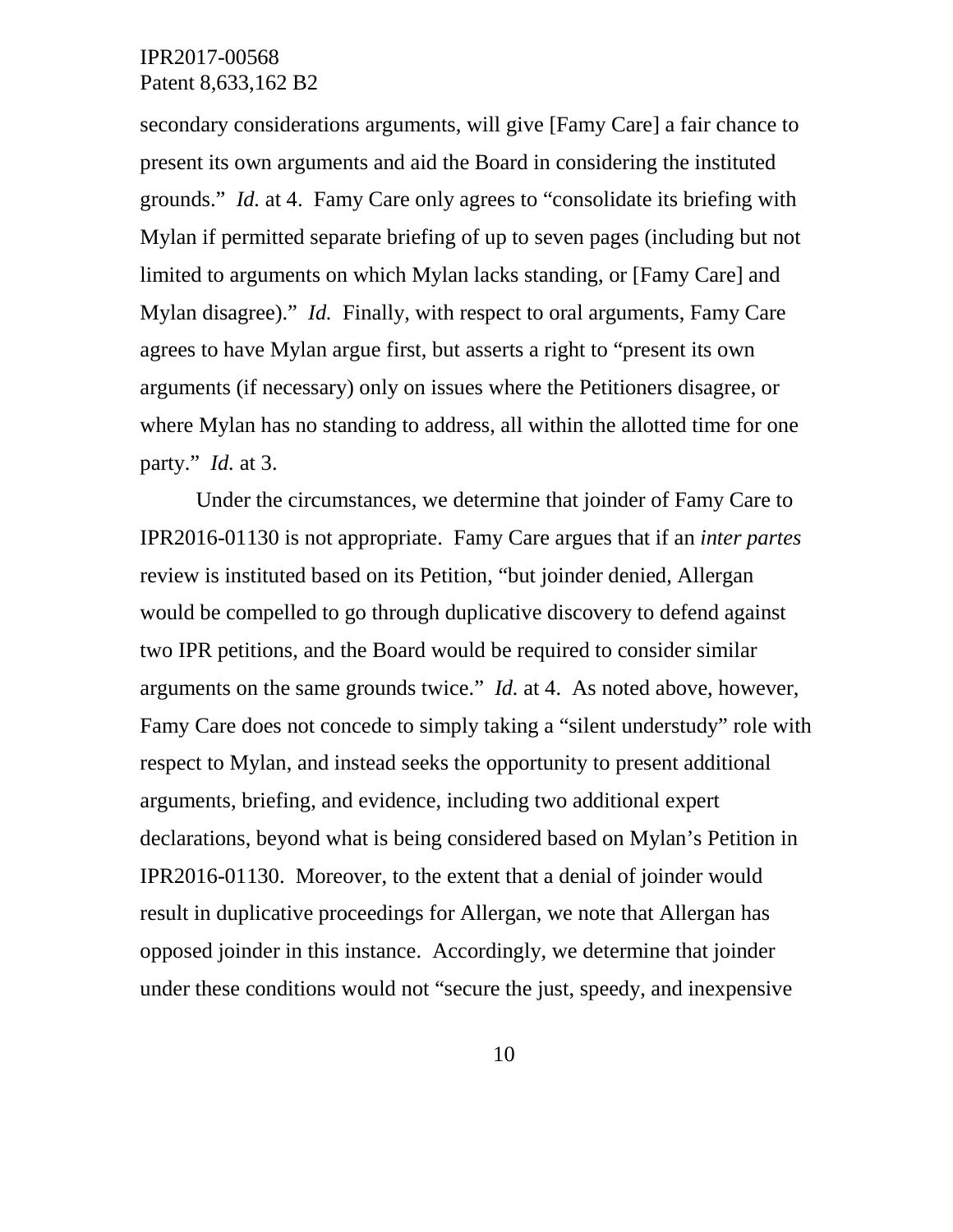secondary considerations arguments, will give [Famy Care] a fair chance to present its own arguments and aid the Board in considering the instituted grounds." *Id.* at 4. Famy Care only agrees to "consolidate its briefing with Mylan if permitted separate briefing of up to seven pages (including but not limited to arguments on which Mylan lacks standing, or [Famy Care] and Mylan disagree)." *Id.* Finally, with respect to oral arguments, Famy Care agrees to have Mylan argue first, but asserts a right to "present its own arguments (if necessary) only on issues where the Petitioners disagree, or where Mylan has no standing to address, all within the allotted time for one party." *Id.* at 3.

Under the circumstances, we determine that joinder of Famy Care to IPR2016-01130 is not appropriate. Famy Care argues that if an *inter partes* review is instituted based on its Petition, "but joinder denied, Allergan would be compelled to go through duplicative discovery to defend against two IPR petitions, and the Board would be required to consider similar arguments on the same grounds twice." *Id.* at 4. As noted above, however, Famy Care does not concede to simply taking a "silent understudy" role with respect to Mylan, and instead seeks the opportunity to present additional arguments, briefing, and evidence, including two additional expert declarations, beyond what is being considered based on Mylan's Petition in IPR2016-01130. Moreover, to the extent that a denial of joinder would result in duplicative proceedings for Allergan, we note that Allergan has opposed joinder in this instance. Accordingly, we determine that joinder under these conditions would not "secure the just, speedy, and inexpensive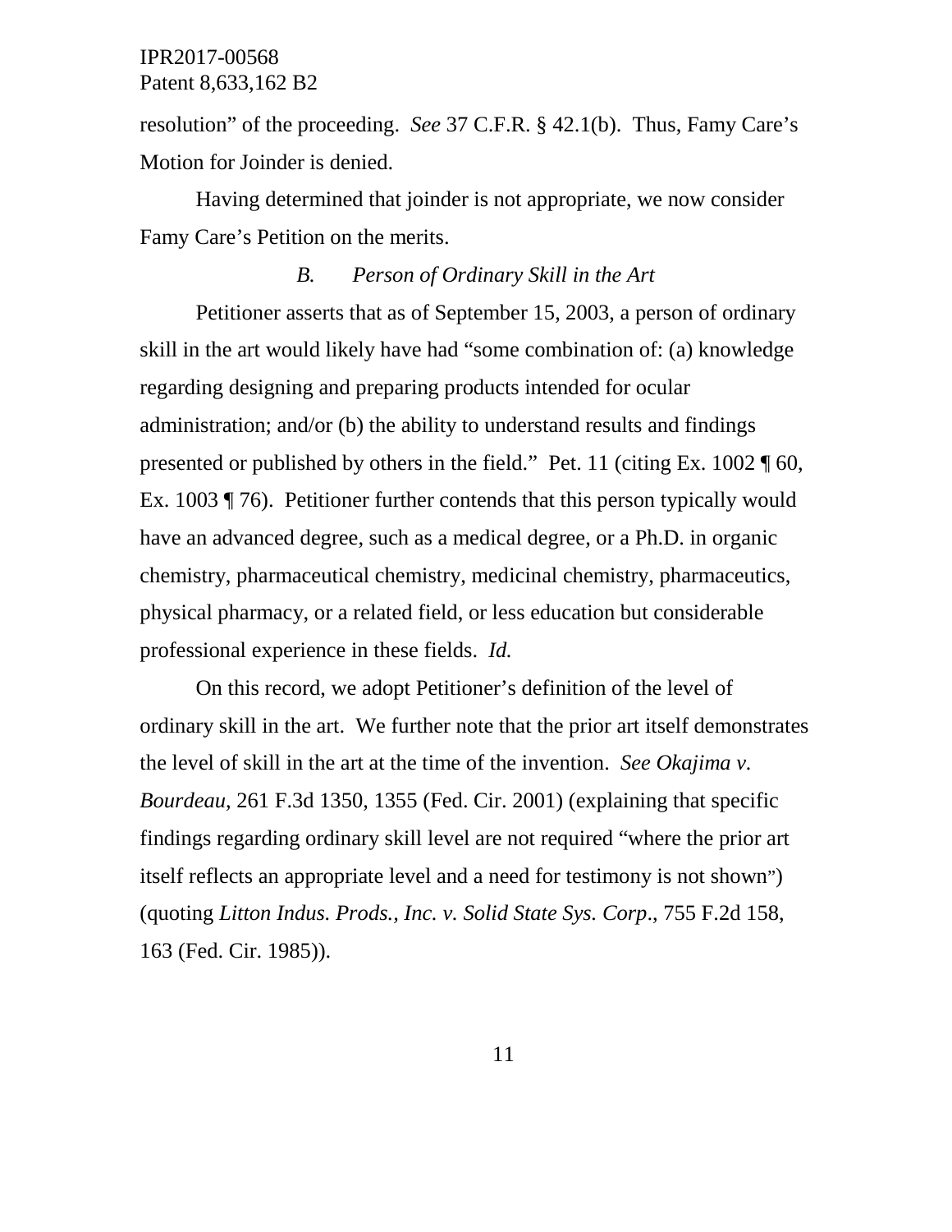resolution" of the proceeding. *See* 37 C.F.R. § 42.1(b). Thus, Famy Care's Motion for Joinder is denied.

Having determined that joinder is not appropriate, we now consider Famy Care's Petition on the merits.

### *B. Person of Ordinary Skill in the Art*

Petitioner asserts that as of September 15, 2003, a person of ordinary skill in the art would likely have had "some combination of: (a) knowledge regarding designing and preparing products intended for ocular administration; and/or (b) the ability to understand results and findings presented or published by others in the field." Pet. 11 (citing Ex. 1002 ¶ 60, Ex. 1003 ¶ 76). Petitioner further contends that this person typically would have an advanced degree, such as a medical degree, or a Ph.D. in organic chemistry, pharmaceutical chemistry, medicinal chemistry, pharmaceutics, physical pharmacy, or a related field, or less education but considerable professional experience in these fields. *Id.*

On this record, we adopt Petitioner's definition of the level of ordinary skill in the art. We further note that the prior art itself demonstrates the level of skill in the art at the time of the invention. *See Okajima v. Bourdeau*, 261 F.3d 1350, 1355 (Fed. Cir. 2001) (explaining that specific findings regarding ordinary skill level are not required "where the prior art itself reflects an appropriate level and a need for testimony is not shown") (quoting *Litton Indus. Prods., Inc. v. Solid State Sys. Corp.*, 755 F.2d 158, 163 (Fed. Cir. 1985)).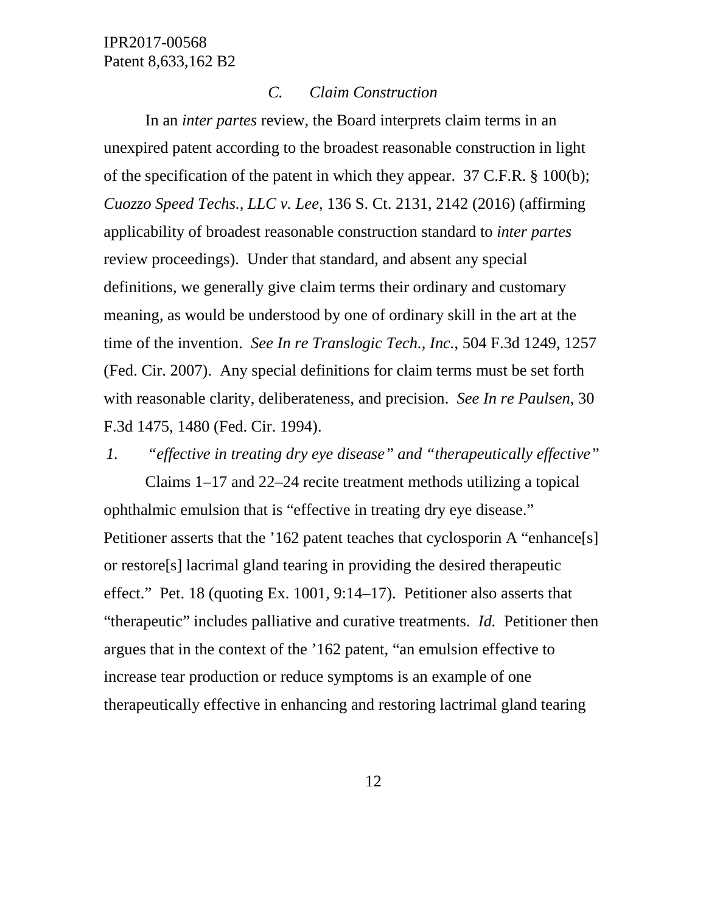### *C. Claim Construction*

In an *inter partes* review, the Board interprets claim terms in an unexpired patent according to the broadest reasonable construction in light of the specification of the patent in which they appear. 37 C.F.R. § 100(b); *Cuozzo Speed Techs., LLC v. Lee*, 136 S. Ct. 2131, 2142 (2016) (affirming applicability of broadest reasonable construction standard to *inter partes* review proceedings). Under that standard, and absent any special definitions, we generally give claim terms their ordinary and customary meaning, as would be understood by one of ordinary skill in the art at the time of the invention. *See In re Translogic Tech., Inc.*, 504 F.3d 1249, 1257 (Fed. Cir. 2007). Any special definitions for claim terms must be set forth with reasonable clarity, deliberateness, and precision. *See In re Paulsen*, 30 F.3d 1475, 1480 (Fed. Cir. 1994).

#### *1. "effective in treating dry eye disease" and "therapeutically effective"*

Claims 1–17 and 22–24 recite treatment methods utilizing a topical ophthalmic emulsion that is "effective in treating dry eye disease." Petitioner asserts that the '162 patent teaches that cyclosporin A "enhance[s] or restore[s] lacrimal gland tearing in providing the desired therapeutic effect." Pet. 18 (quoting Ex. 1001, 9:14–17). Petitioner also asserts that "therapeutic" includes palliative and curative treatments. *Id.* Petitioner then argues that in the context of the '162 patent, "an emulsion effective to increase tear production or reduce symptoms is an example of one therapeutically effective in enhancing and restoring lactrimal gland tearing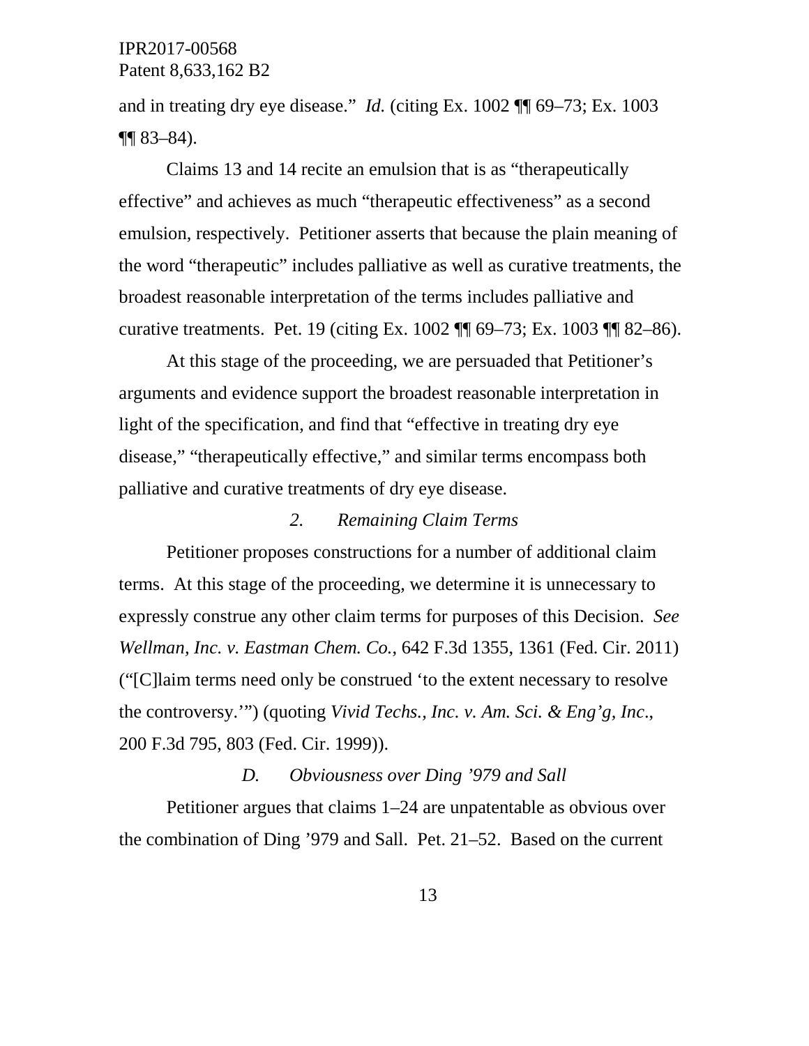and in treating dry eye disease." *Id.* (citing Ex. 1002 ¶¶ 69–73; Ex. 1003 ¶¶ 83–84).

Claims 13 and 14 recite an emulsion that is as "therapeutically effective" and achieves as much "therapeutic effectiveness" as a second emulsion, respectively. Petitioner asserts that because the plain meaning of the word "therapeutic" includes palliative as well as curative treatments, the broadest reasonable interpretation of the terms includes palliative and curative treatments. Pet. 19 (citing Ex. 1002 ¶¶ 69–73; Ex. 1003 ¶¶ 82–86).

At this stage of the proceeding, we are persuaded that Petitioner's arguments and evidence support the broadest reasonable interpretation in light of the specification, and find that "effective in treating dry eye disease," "therapeutically effective," and similar terms encompass both palliative and curative treatments of dry eye disease.

#### *2. Remaining Claim Terms*

Petitioner proposes constructions for a number of additional claim terms. At this stage of the proceeding, we determine it is unnecessary to expressly construe any other claim terms for purposes of this Decision. *See Wellman, Inc. v. Eastman Chem. Co.*, 642 F.3d 1355, 1361 (Fed. Cir. 2011) ("[C]laim terms need only be construed 'to the extent necessary to resolve the controversy.'") (quoting *Vivid Techs., Inc. v. Am. Sci. & Eng'g, Inc.*, 200 F.3d 795, 803 (Fed. Cir. 1999)).

### *D. Obviousness over Ding '979 and Sall*

Petitioner argues that claims 1–24 are unpatentable as obvious over the combination of Ding '979 and Sall. Pet. 21–52. Based on the current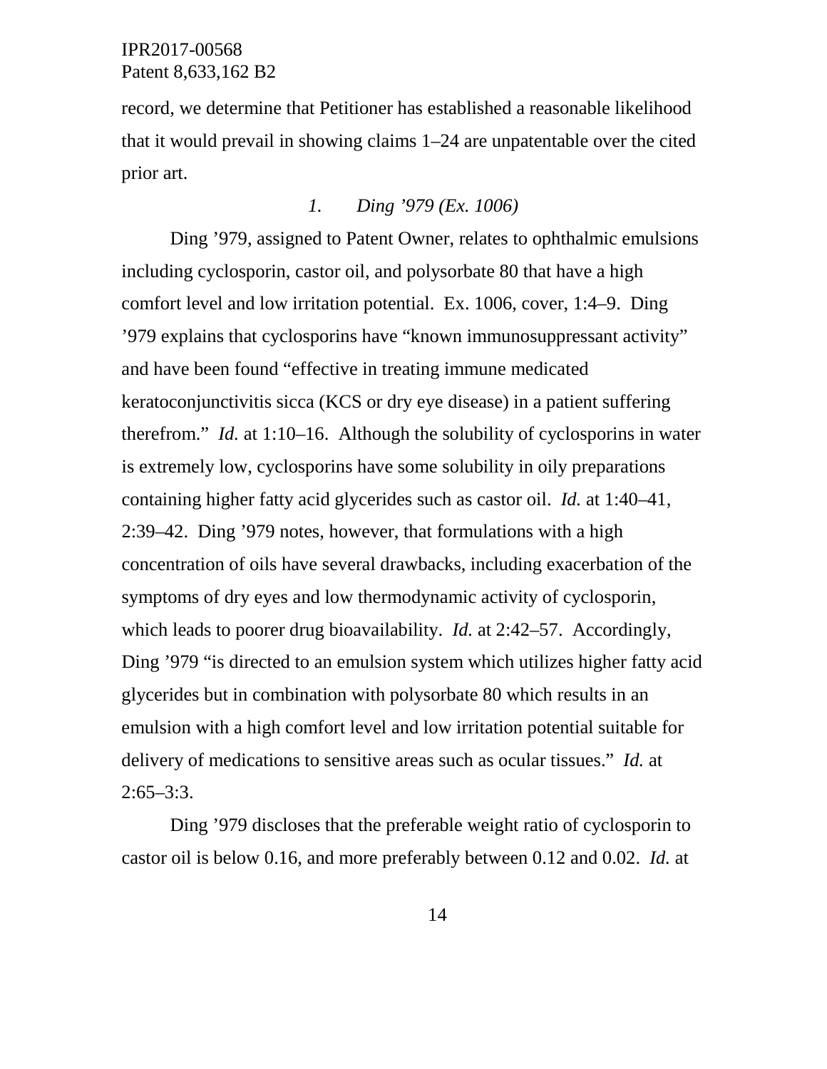record, we determine that Petitioner has established a reasonable likelihood that it would prevail in showing claims 1–24 are unpatentable over the cited prior art.

### *1. Ding '979 (Ex. 1006)*

Ding '979, assigned to Patent Owner, relates to ophthalmic emulsions including cyclosporin, castor oil, and polysorbate 80 that have a high comfort level and low irritation potential. Ex. 1006, cover, 1:4–9. Ding '979 explains that cyclosporins have "known immunosuppressant activity" and have been found "effective in treating immune medicated keratoconjunctivitis sicca (KCS or dry eye disease) in a patient suffering therefrom." *Id.* at 1:10–16. Although the solubility of cyclosporins in water is extremely low, cyclosporins have some solubility in oily preparations containing higher fatty acid glycerides such as castor oil. *Id.* at 1:40–41, 2:39–42. Ding '979 notes, however, that formulations with a high concentration of oils have several drawbacks, including exacerbation of the symptoms of dry eyes and low thermodynamic activity of cyclosporin, which leads to poorer drug bioavailability. *Id.* at 2:42–57. Accordingly, Ding '979 "is directed to an emulsion system which utilizes higher fatty acid glycerides but in combination with polysorbate 80 which results in an emulsion with a high comfort level and low irritation potential suitable for delivery of medications to sensitive areas such as ocular tissues." *Id.* at 2:65–3:3.

Ding '979 discloses that the preferable weight ratio of cyclosporin to castor oil is below 0.16, and more preferably between 0.12 and 0.02. *Id.* at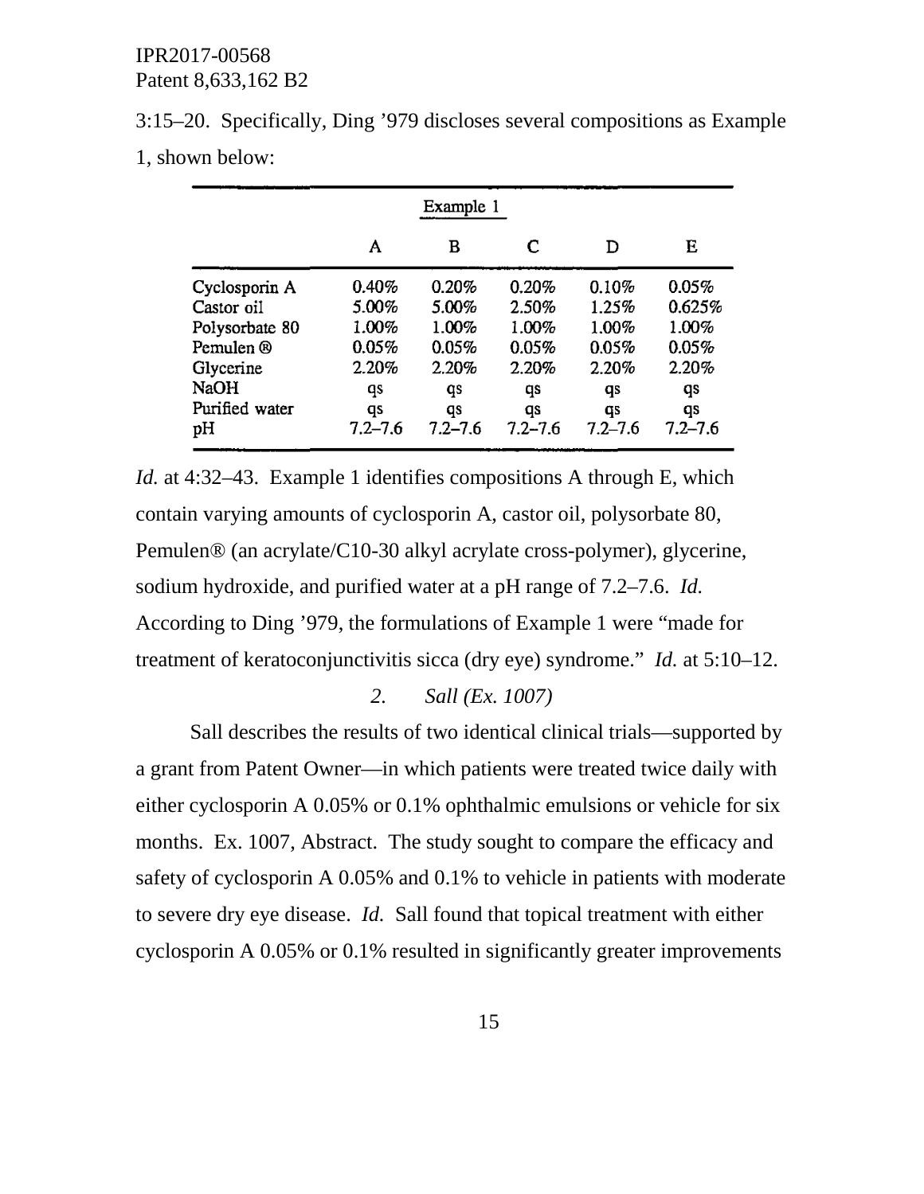3:15–20. Specifically, Ding '979 discloses several compositions as Example 1, shown below:

| Example 1 | | | | | |
|---|---|---|---|---|---|
| | A | B | C | D | E |
| Cyclosporin A | 0.40% | 0.20% | 0.20% | 0.10% | 0.05% |
| Castor oil | 5.00% | 5.00% | 2.50% | 1.25% | 0.625% |
| Polysorbate 80 | 1.00% | 1.00% | 1.00% | 1.00% | 1.00% |
| Pemulen ® | 0.05% | 0.05% | 0.05% | 0.05% | 0.05% |
| Glycerine | 2.20% | 2.20% | 2.20% | 2.20% | 2.20% |
| NaOH | qs | qs | qs | qs | qs |
| Purified water | qs | qs | qs | qs | qs |
| pH | 7.2–7.6 | 7.2–7.6 | 7.2–7.6 | 7.2–7.6 | 7.2–7.6 |

*Id.* at 4:32–43. Example 1 identifies compositions A through E, which contain varying amounts of cyclosporin A, castor oil, polysorbate 80, Pemulen® (an acrylate/C10-30 alkyl acrylate cross-polymer), glycerine, sodium hydroxide, and purified water at a pH range of 7.2–7.6. *Id.* According to Ding '979, the formulations of Example 1 were "made for treatment of keratoconjunctivitis sicca (dry eye) syndrome." *Id.* at 5:10–12.

#### *2. Sall (Ex. 1007)*

Sall describes the results of two identical clinical trials—supported by a grant from Patent Owner—in which patients were treated twice daily with either cyclosporin A 0.05% or 0.1% ophthalmic emulsions or vehicle for six months. Ex. 1007, Abstract. The study sought to compare the efficacy and safety of cyclosporin A 0.05% and 0.1% to vehicle in patients with moderate to severe dry eye disease. *Id.* Sall found that topical treatment with either cyclosporin A 0.05% or 0.1% resulted in significantly greater improvements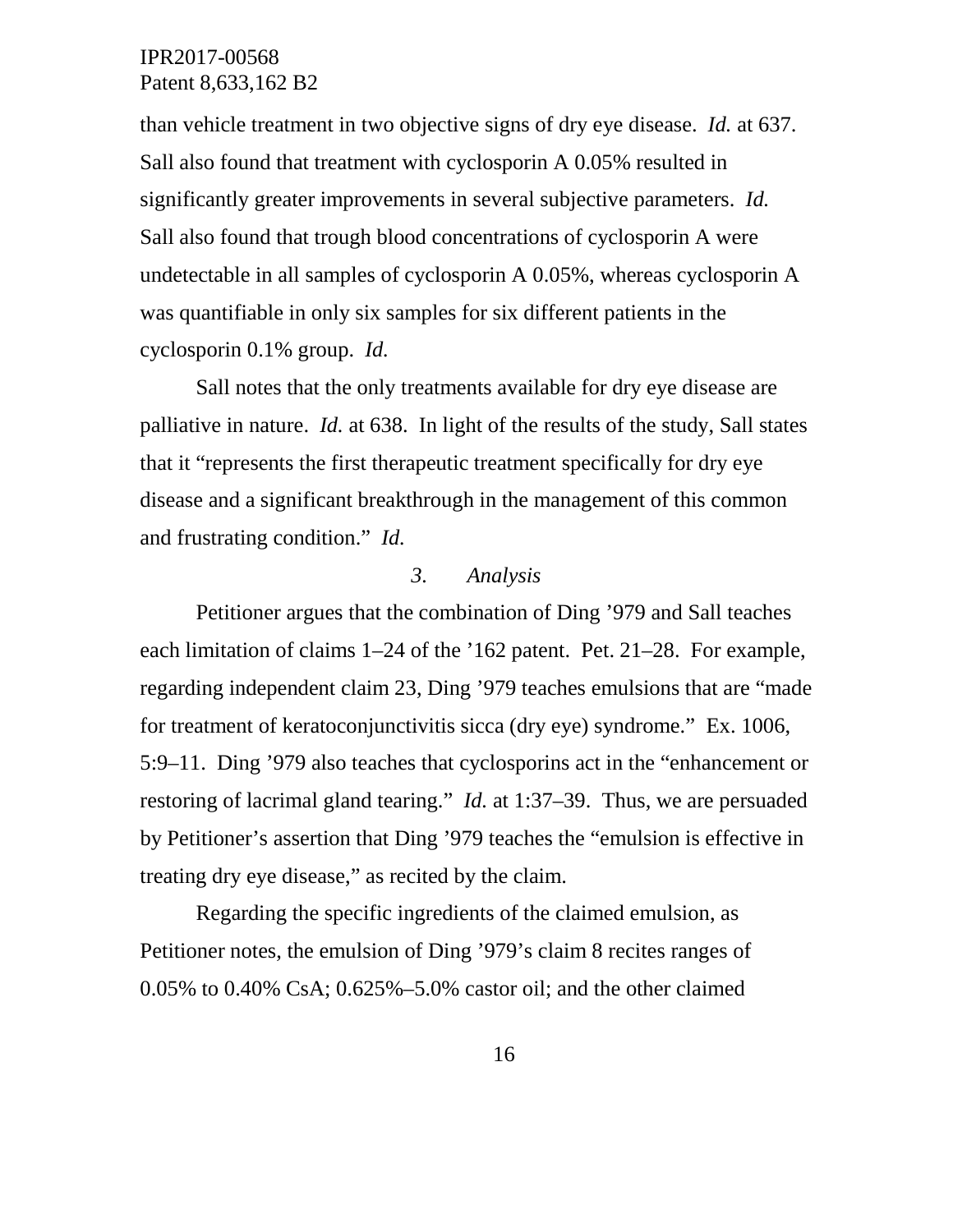than vehicle treatment in two objective signs of dry eye disease. *Id.* at 637. Sall also found that treatment with cyclosporin A 0.05% resulted in significantly greater improvements in several subjective parameters. *Id.* Sall also found that trough blood concentrations of cyclosporin A were undetectable in all samples of cyclosporin A 0.05%, whereas cyclosporin A was quantifiable in only six samples for six different patients in the cyclosporin 0.1% group. *Id.*

Sall notes that the only treatments available for dry eye disease are palliative in nature. *Id.* at 638. In light of the results of the study, Sall states that it "represents the first therapeutic treatment specifically for dry eye disease and a significant breakthrough in the management of this common and frustrating condition." *Id.*

### *3. Analysis*

Petitioner argues that the combination of Ding '979 and Sall teaches each limitation of claims 1–24 of the '162 patent. Pet. 21–28. For example, regarding independent claim 23, Ding '979 teaches emulsions that are "made for treatment of keratoconjunctivitis sicca (dry eye) syndrome." Ex. 1006, 5:9–11. Ding '979 also teaches that cyclosporins act in the "enhancement or restoring of lacrimal gland tearing." *Id.* at 1:37–39. Thus, we are persuaded by Petitioner's assertion that Ding '979 teaches the "emulsion is effective in treating dry eye disease," as recited by the claim.

Regarding the specific ingredients of the claimed emulsion, as Petitioner notes, the emulsion of Ding '979's claim 8 recites ranges of 0.05% to 0.40% CsA; 0.625%–5.0% castor oil; and the other claimed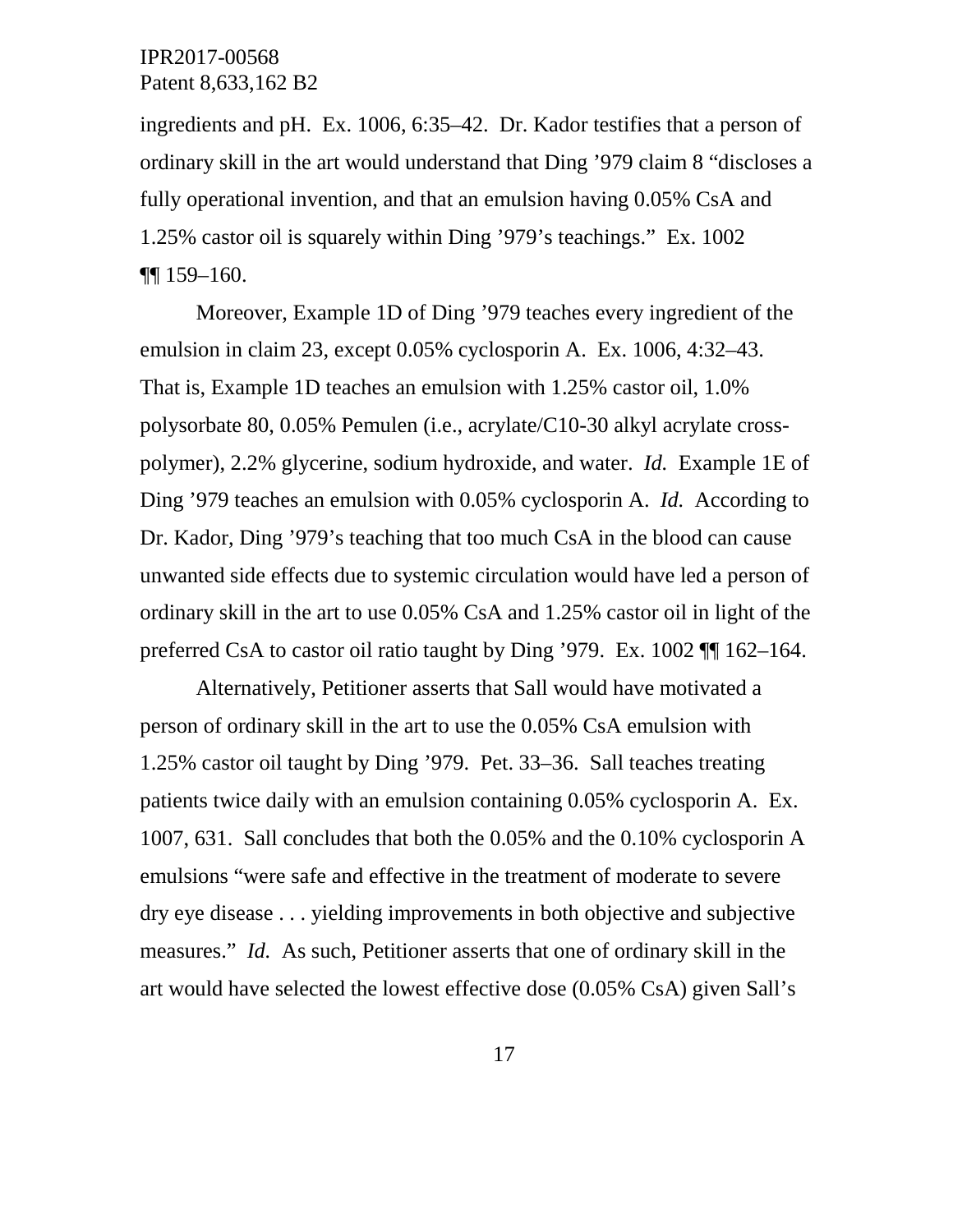ingredients and pH. Ex. 1006, 6:35–42. Dr. Kador testifies that a person of ordinary skill in the art would understand that Ding '979 claim 8 "discloses a fully operational invention, and that an emulsion having 0.05% CsA and 1.25% castor oil is squarely within Ding '979's teachings." Ex. 1002 ¶¶ 159–160.

Moreover, Example 1D of Ding '979 teaches every ingredient of the emulsion in claim 23, except 0.05% cyclosporin A. Ex. 1006, 4:32–43. That is, Example 1D teaches an emulsion with 1.25% castor oil, 1.0% polysorbate 80, 0.05% Pemulen (i.e., acrylate/C10-30 alkyl acrylate cross-polymer), 2.2% glycerine, sodium hydroxide, and water. *Id.* Example 1E of Ding '979 teaches an emulsion with 0.05% cyclosporin A. *Id.* According to Dr. Kador, Ding '979's teaching that too much CsA in the blood can cause unwanted side effects due to systemic circulation would have led a person of ordinary skill in the art to use 0.05% CsA and 1.25% castor oil in light of the preferred CsA to castor oil ratio taught by Ding '979. Ex. 1002 ¶¶ 162–164.

Alternatively, Petitioner asserts that Sall would have motivated a person of ordinary skill in the art to use the 0.05% CsA emulsion with 1.25% castor oil taught by Ding '979. Pet. 33–36. Sall teaches treating patients twice daily with an emulsion containing 0.05% cyclosporin A. Ex. 1007, 631. Sall concludes that both the 0.05% and the 0.10% cyclosporin A emulsions "were safe and effective in the treatment of moderate to severe dry eye disease . . . yielding improvements in both objective and subjective measures." *Id.* As such, Petitioner asserts that one of ordinary skill in the art would have selected the lowest effective dose (0.05% CsA) given Sall's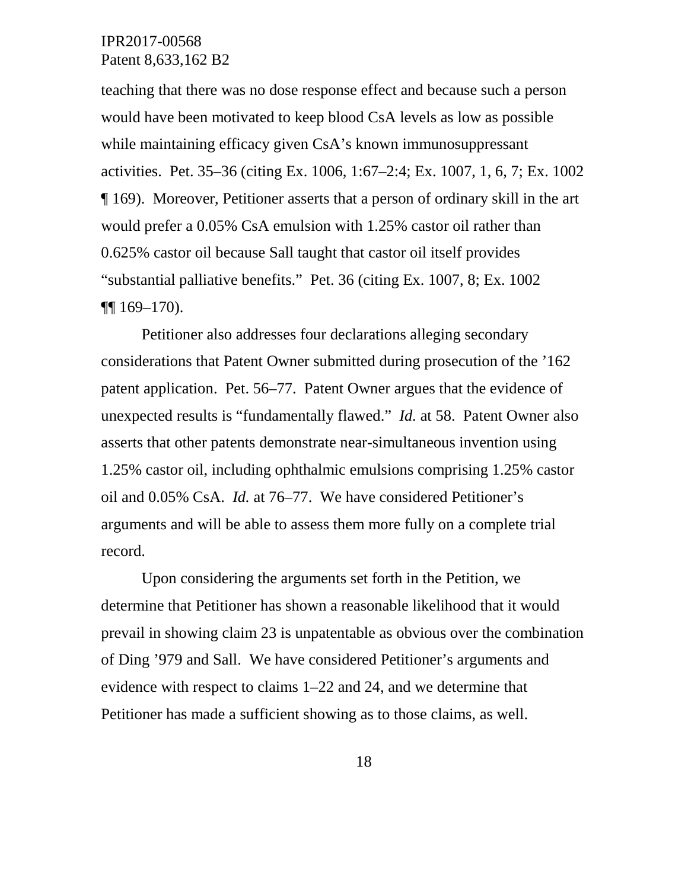teaching that there was no dose response effect and because such a person would have been motivated to keep blood CsA levels as low as possible while maintaining efficacy given CsA's known immunosuppressant activities. Pet. 35–36 (citing Ex. 1006, 1:67–2:4; Ex. 1007, 1, 6, 7; Ex. 1002 ¶ 169). Moreover, Petitioner asserts that a person of ordinary skill in the art would prefer a 0.05% CsA emulsion with 1.25% castor oil rather than 0.625% castor oil because Sall taught that castor oil itself provides "substantial palliative benefits." Pet. 36 (citing Ex. 1007, 8; Ex. 1002 ¶¶ 169–170).

Petitioner also addresses four declarations alleging secondary considerations that Patent Owner submitted during prosecution of the '162 patent application. Pet. 56–77. Patent Owner argues that the evidence of unexpected results is "fundamentally flawed." *Id.* at 58. Patent Owner also asserts that other patents demonstrate near-simultaneous invention using 1.25% castor oil, including ophthalmic emulsions comprising 1.25% castor oil and 0.05% CsA. *Id.* at 76–77. We have considered Petitioner's arguments and will be able to assess them more fully on a complete trial record.

Upon considering the arguments set forth in the Petition, we determine that Petitioner has shown a reasonable likelihood that it would prevail in showing claim 23 is unpatentable as obvious over the combination of Ding '979 and Sall. We have considered Petitioner's arguments and evidence with respect to claims 1–22 and 24, and we determine that Petitioner has made a sufficient showing as to those claims, as well.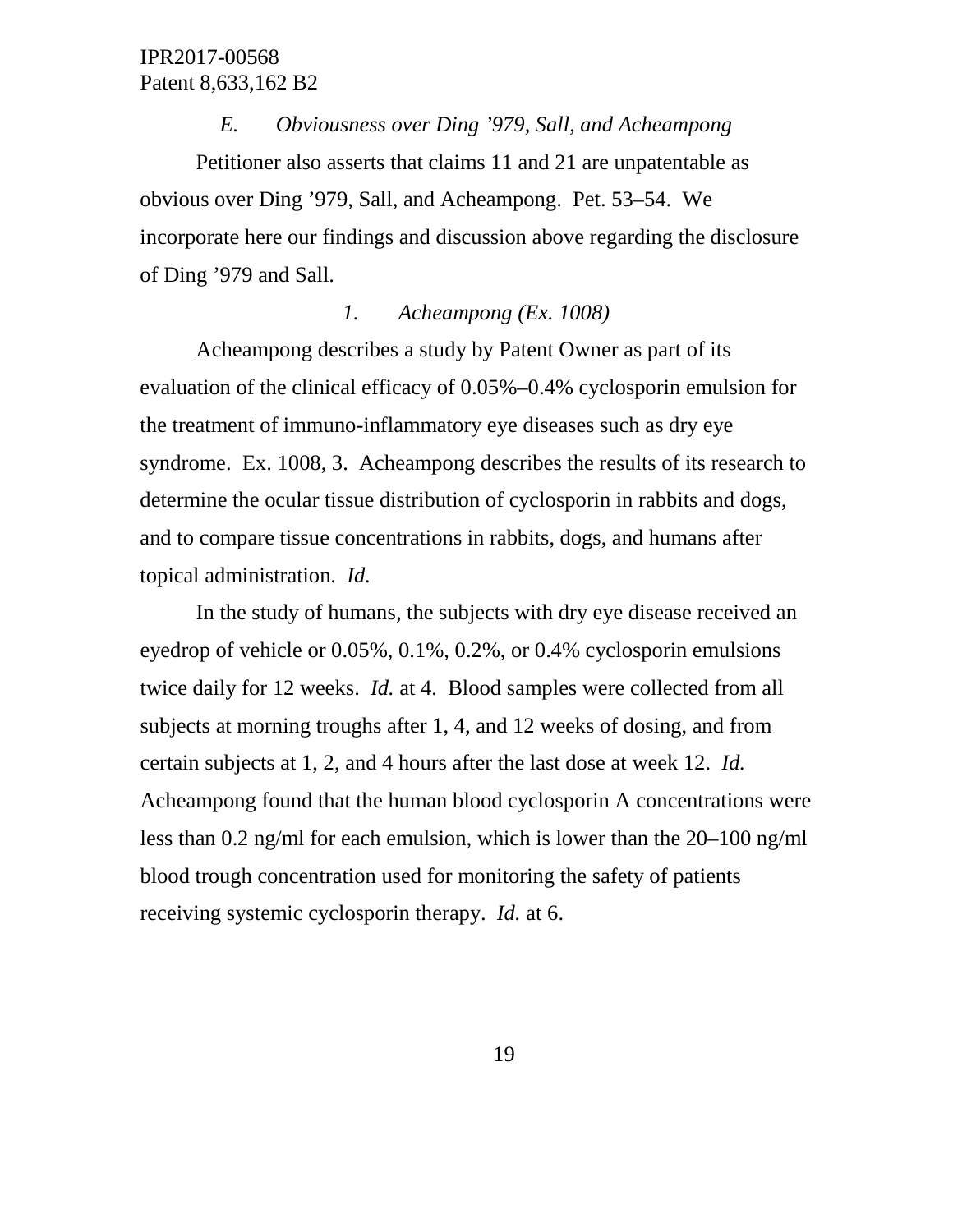### *E. Obviousness over Ding ’979, Sall, and Acheampong*

Petitioner also asserts that claims 11 and 21 are unpatentable as obvious over Ding ’979, Sall, and Acheampong. Pet. 53–54. We incorporate here our findings and discussion above regarding the disclosure of Ding ’979 and Sall.

#### *1. Acheampong (Ex. 1008)*

Acheampong describes a study by Patent Owner as part of its evaluation of the clinical efficacy of 0.05%–0.4% cyclosporin emulsion for the treatment of immuno-inflammatory eye diseases such as dry eye syndrome. Ex. 1008, 3. Acheampong describes the results of its research to determine the ocular tissue distribution of cyclosporin in rabbits and dogs, and to compare tissue concentrations in rabbits, dogs, and humans after topical administration. *Id.*

In the study of humans, the subjects with dry eye disease received an eyedrop of vehicle or 0.05%, 0.1%, 0.2%, or 0.4% cyclosporin emulsions twice daily for 12 weeks. *Id.* at 4. Blood samples were collected from all subjects at morning troughs after 1, 4, and 12 weeks of dosing, and from certain subjects at 1, 2, and 4 hours after the last dose at week 12. *Id.* Acheampong found that the human blood cyclosporin A concentrations were less than 0.2 ng/ml for each emulsion, which is lower than the 20–100 ng/ml blood trough concentration used for monitoring the safety of patients receiving systemic cyclosporin therapy. *Id.* at 6.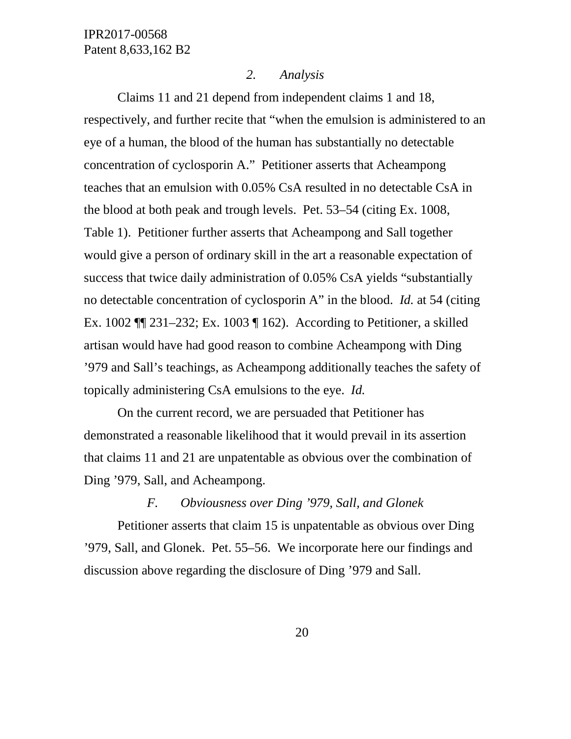### *2. Analysis*

Claims 11 and 21 depend from independent claims 1 and 18, respectively, and further recite that "when the emulsion is administered to an eye of a human, the blood of the human has substantially no detectable concentration of cyclosporin A." Petitioner asserts that Acheampong teaches that an emulsion with 0.05% CsA resulted in no detectable CsA in the blood at both peak and trough levels. Pet. 53–54 (citing Ex. 1008, Table 1). Petitioner further asserts that Acheampong and Sall together would give a person of ordinary skill in the art a reasonable expectation of success that twice daily administration of 0.05% CsA yields "substantially no detectable concentration of cyclosporin A" in the blood. *Id.* at 54 (citing Ex. 1002 ¶¶ 231–232; Ex. 1003 ¶ 162). According to Petitioner, a skilled artisan would have had good reason to combine Acheampong with Ding '979 and Sall's teachings, as Acheampong additionally teaches the safety of topically administering CsA emulsions to the eye. *Id.*

On the current record, we are persuaded that Petitioner has demonstrated a reasonable likelihood that it would prevail in its assertion that claims 11 and 21 are unpatentable as obvious over the combination of Ding '979, Sall, and Acheampong.

## *F. Obviousness over Ding '979, Sall, and Glonek*

Petitioner asserts that claim 15 is unpatentable as obvious over Ding '979, Sall, and Glonek. Pet. 55–56. We incorporate here our findings and discussion above regarding the disclosure of Ding '979 and Sall.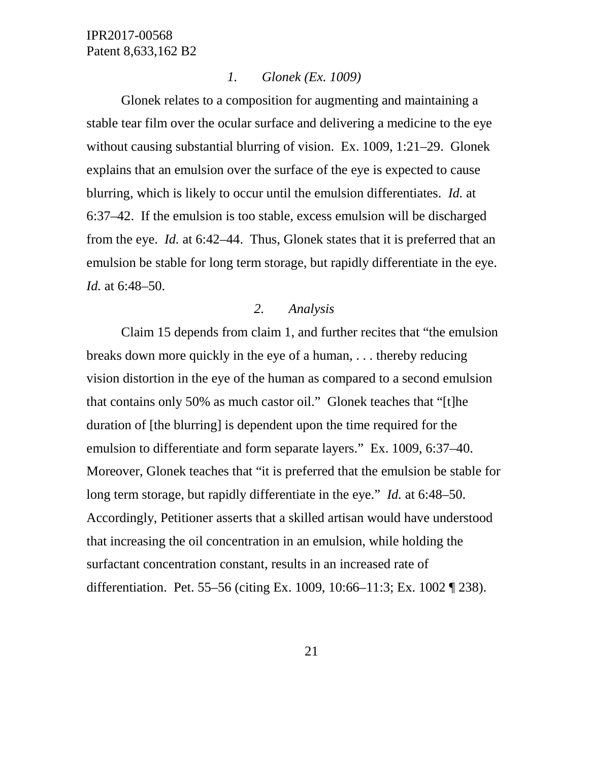### *1. Glonek (Ex. 1009)*

Glonek relates to a composition for augmenting and maintaining a stable tear film over the ocular surface and delivering a medicine to the eye without causing substantial blurring of vision. Ex. 1009, 1:21–29. Glonek explains that an emulsion over the surface of the eye is expected to cause blurring, which is likely to occur until the emulsion differentiates. *Id.* at 6:37–42. If the emulsion is too stable, excess emulsion will be discharged from the eye. *Id.* at 6:42–44. Thus, Glonek states that it is preferred that an emulsion be stable for long term storage, but rapidly differentiate in the eye. *Id.* at 6:48–50.

### *2. Analysis*

Claim 15 depends from claim 1, and further recites that "the emulsion breaks down more quickly in the eye of a human, . . . thereby reducing vision distortion in the eye of the human as compared to a second emulsion that contains only 50% as much castor oil." Glonek teaches that "[t]he duration of [the blurring] is dependent upon the time required for the emulsion to differentiate and form separate layers." Ex. 1009, 6:37–40. Moreover, Glonek teaches that "it is preferred that the emulsion be stable for long term storage, but rapidly differentiate in the eye." *Id.* at 6:48–50. Accordingly, Petitioner asserts that a skilled artisan would have understood that increasing the oil concentration in an emulsion, while holding the surfactant concentration constant, results in an increased rate of differentiation. Pet. 55–56 (citing Ex. 1009, 10:66–11:3; Ex. 1002 ¶ 238).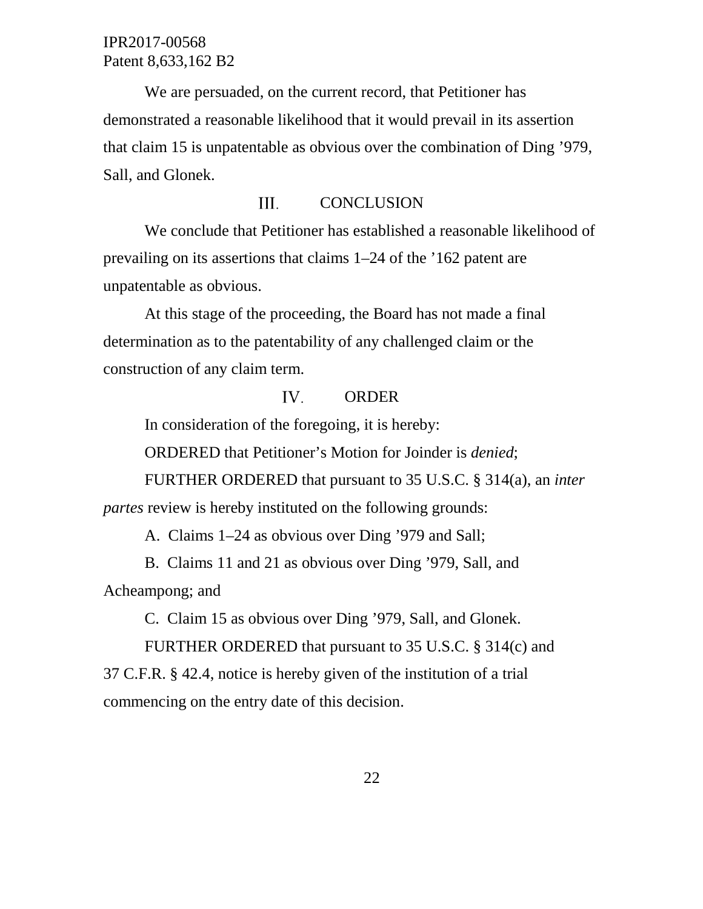We are persuaded, on the current record, that Petitioner has demonstrated a reasonable likelihood that it would prevail in its assertion that claim 15 is unpatentable as obvious over the combination of Ding ’979, Sall, and Glonek.

## III. CONCLUSION

We conclude that Petitioner has established a reasonable likelihood of prevailing on its assertions that claims 1–24 of the ’162 patent are unpatentable as obvious.

At this stage of the proceeding, the Board has not made a final determination as to the patentability of any challenged claim or the construction of any claim term.

## IV. ORDER

In consideration of the foregoing, it is hereby:

ORDERED that Petitioner’s Motion for Joinder is *denied*;

FURTHER ORDERED that pursuant to 35 U.S.C. § 314(a), an *inter partes* review is hereby instituted on the following grounds:

A. Claims 1–24 as obvious over Ding ’979 and Sall;

B. Claims 11 and 21 as obvious over Ding ’979, Sall, and Acheampong; and

C. Claim 15 as obvious over Ding ’979, Sall, and Glonek.

FURTHER ORDERED that pursuant to 35 U.S.C. § 314(c) and 37 C.F.R. § 42.4, notice is hereby given of the institution of a trial commencing on the entry date of this decision.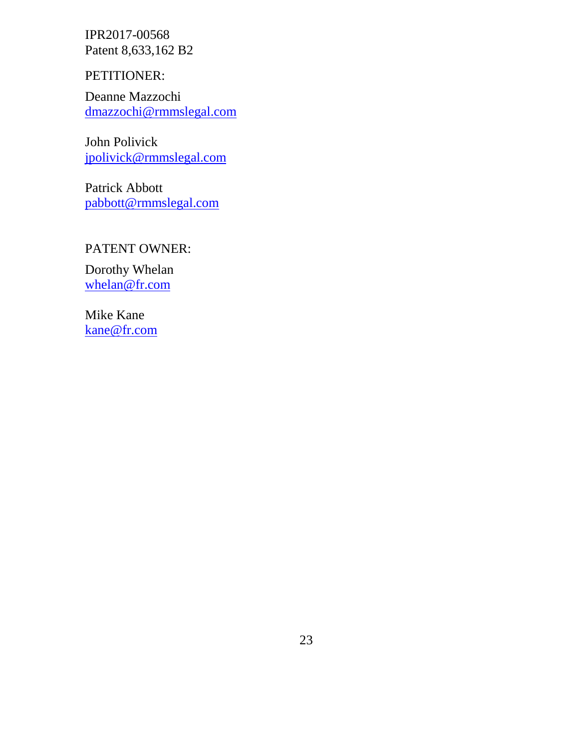IPR2017-00568
Patent 8,633,162 B2

PETITIONER:

Deanne Mazzochi
dmazzochi@rmmslegal.com

John Polivick
jpolivick@rmmslegal.com

Patrick Abbott
pabbott@rmmslegal.com

PATENT OWNER:

Dorothy Whelan
whelan@fr.com

Mike Kane
kane@fr.com